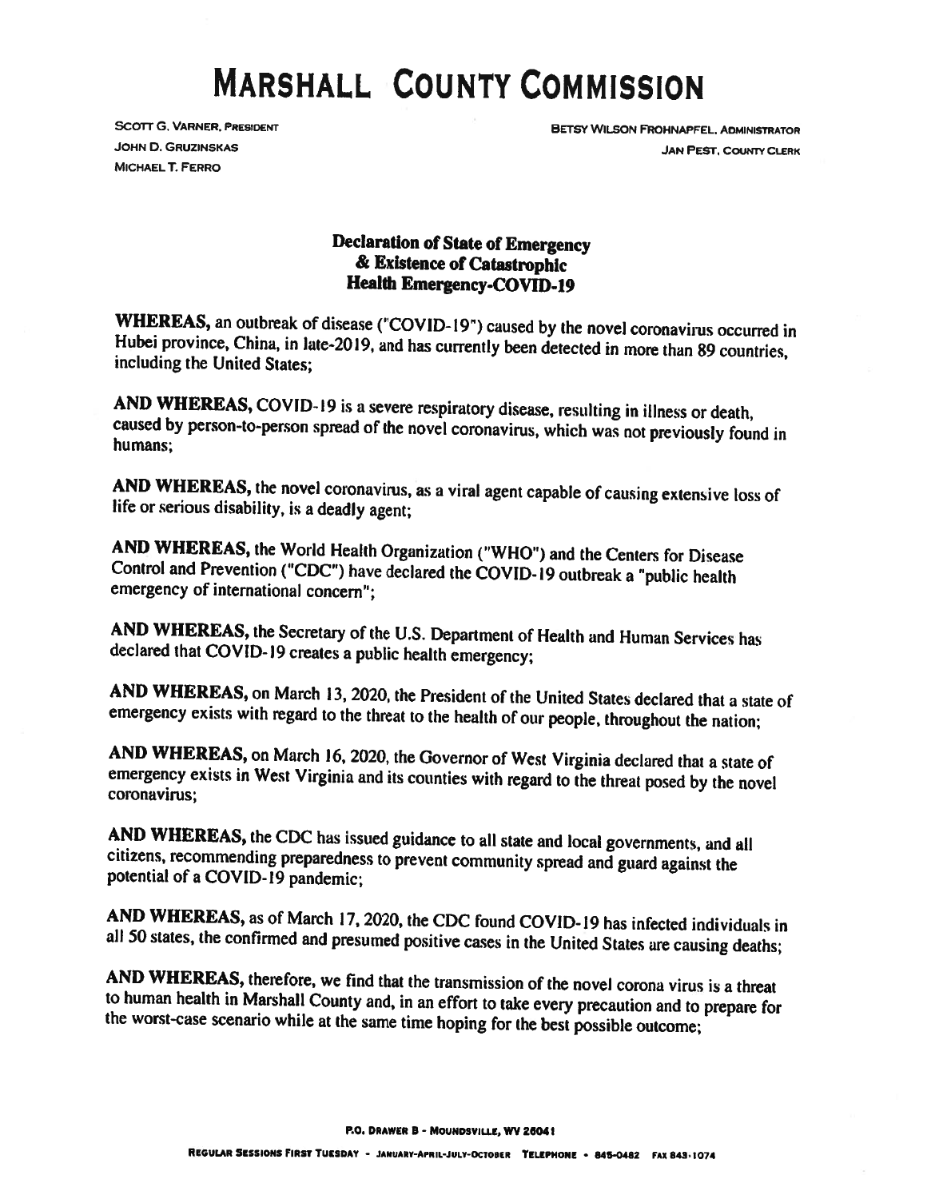# MARSHALL COUNTY COMMISSION

SCOTT G. VARNER, PRESIDENT
JOHN D. GRUZINSKAS
MICHAEL T. FERRO

BETSY WILSON FROHNAPFEL, ADMINISTRATOR
JAN PEST, COUNTY CLERK

## Declaration of State of Emergency & Existence of Catastrophic Health Emergency-COVID-19

**WHEREAS,** an outbreak of disease ("COVID-19") caused by the novel coronavirus occurred in Hubei province, China, in late-2019, and has currently been detected in more than 89 countries, including the United States;

**AND WHEREAS,** COVID-19 is a severe respiratory disease, resulting in illness or death, caused by person-to-person spread of the novel coronavirus, which was not previously found in humans;

**AND WHEREAS,** the novel coronavirus, as a viral agent capable of causing extensive loss of life or serious disability, is a deadly agent;

**AND WHEREAS,** the World Health Organization ("WHO") and the Centers for Disease Control and Prevention ("CDC") have declared the COVID-19 outbreak a "public health emergency of international concern";

**AND WHEREAS,** the Secretary of the U.S. Department of Health and Human Services has declared that COVID-19 creates a public health emergency;

**AND WHEREAS,** on March 13, 2020, the President of the United States declared that a state of emergency exists with regard to the threat to the health of our people, throughout the nation;

**AND WHEREAS,** on March 16, 2020, the Governor of West Virginia declared that a state of emergency exists in West Virginia and its counties with regard to the threat posed by the novel coronavirus;

**AND WHEREAS,** the CDC has issued guidance to all state and local governments, and all citizens, recommending preparedness to prevent community spread and guard against the potential of a COVID-19 pandemic;

**AND WHEREAS,** as of March 17, 2020, the CDC found COVID-19 has infected individuals in all 50 states, the confirmed and presumed positive cases in the United States are causing deaths;

**AND WHEREAS,** therefore, we find that the transmission of the novel corona virus is a threat to human health in Marshall County and, in an effort to take every precaution and to prepare for the worst-case scenario while at the same time hoping for the best possible outcome;

P.O. DRAWER B - MOUNDSVILLE, WV 26041

REGULAR SESSIONS FIRST TUESDAY - JANUARY-APRIL-JULY-OCTOBER TELEPHONE • 845-0482 FAX 843-1074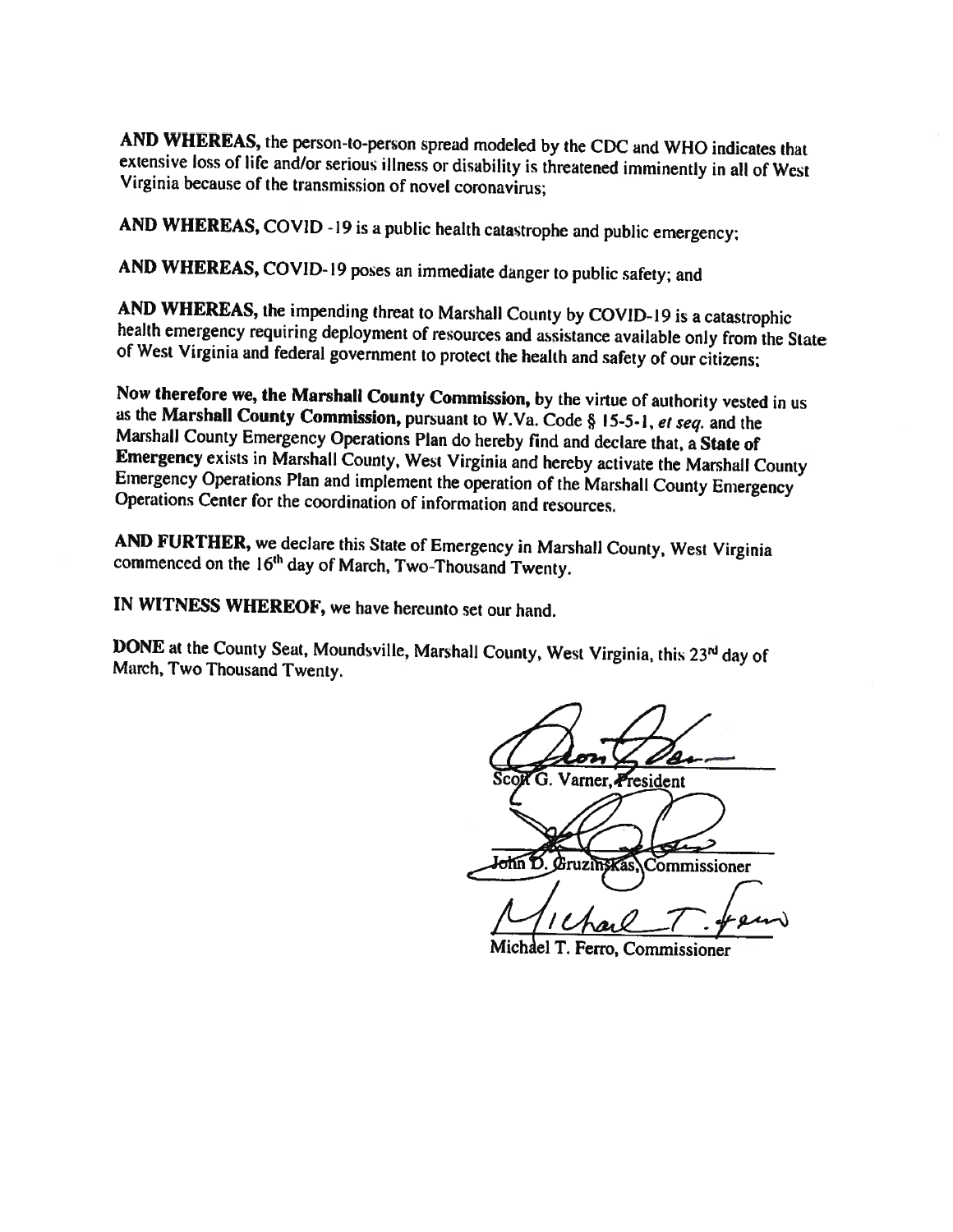**AND WHEREAS,** the person-to-person spread modeled by the CDC and WHO indicates that extensive loss of life and/or serious illness or disability is threatened imminently in all of West Virginia because of the transmission of novel coronavirus;

**AND WHEREAS,** COVID -19 is a public health catastrophe and public emergency;

**AND WHEREAS,** COVID-19 poses an immediate danger to public safety; and

**AND WHEREAS,** the impending threat to Marshall County by COVID-19 is a catastrophic health emergency requiring deployment of resources and assistance available only from the State of West Virginia and federal government to protect the health and safety of our citizens;

**Now therefore we, the Marshall County Commission,** by the virtue of authority vested in us as the **Marshall County Commission,** pursuant to W.Va. Code § 15-5-1, *et seq.* and the Marshall County Emergency Operations Plan do hereby find and declare that, a **State of Emergency** exists in Marshall County, West Virginia and hereby activate the Marshall County Emergency Operations Plan and implement the operation of the Marshall County Emergency Operations Center for the coordination of information and resources.

**AND FURTHER,** we declare this State of Emergency in Marshall County, West Virginia commenced on the 16th day of March, Two-Thousand Twenty.

**IN WITNESS WHEREOF,** we have hereunto set our hand.

**DONE** at the County Seat, Moundsville, Marshall County, West Virginia, this 23rd day of March, Two Thousand Twenty.

Scott G. Varner, President

John D. Gruzinskas, Commissioner

Michael T. Ferro, Commissioner